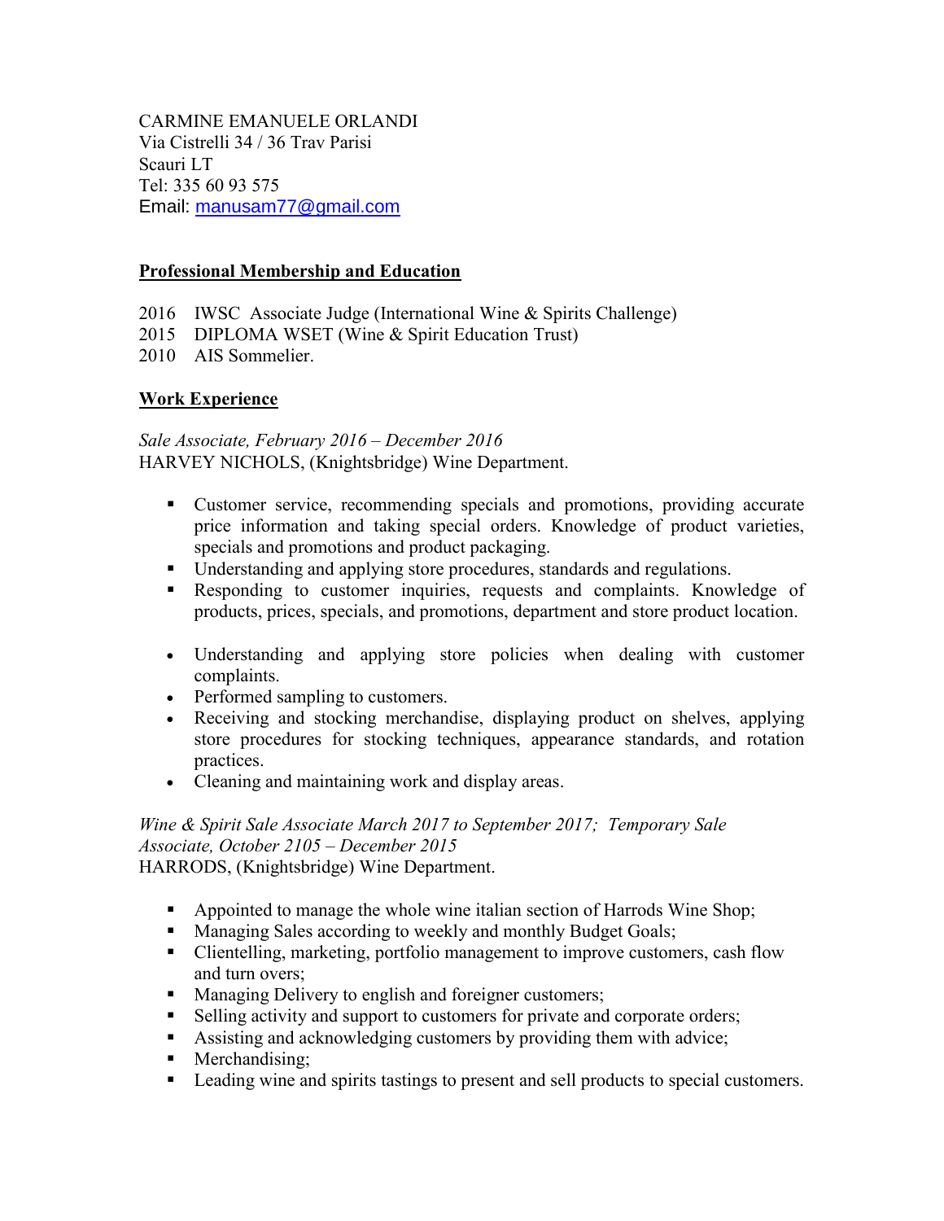CARMINE EMANUELE ORLANDI
Via Cistrelli 34 / 36 Trav Parisi
Scauri LT
Tel: 335 60 93 575
Email: manusam77@gmail.com

## Professional Membership and Education

2016 IWSC Associate Judge (International Wine & Spirits Challenge)
2015 DIPLOMA WSET (Wine & Spirit Education Trust)
2010 AIS Sommelier.

## Work Experience

*Sale Associate, February 2016 – December 2016*
HARVEY NICHOLS, (Knightsbridge) Wine Department.

- Customer service, recommending specials and promotions, providing accurate price information and taking special orders. Knowledge of product varieties, specials and promotions and product packaging.
- Understanding and applying store procedures, standards and regulations.
- Responding to customer inquiries, requests and complaints. Knowledge of products, prices, specials, and promotions, department and store product location.

- Understanding and applying store policies when dealing with customer complaints.
- Performed sampling to customers.
- Receiving and stocking merchandise, displaying product on shelves, applying store procedures for stocking techniques, appearance standards, and rotation practices.
- Cleaning and maintaining work and display areas.

*Wine & Spirit Sale Associate March 2017 to September 2017; Temporary Sale Associate, October 2105 – December 2015*
HARRODS, (Knightsbridge) Wine Department.

- Appointed to manage the whole wine italian section of Harrods Wine Shop;
- Managing Sales according to weekly and monthly Budget Goals;
- Clientelling, marketing, portfolio management to improve customers, cash flow and turn overs;
- Managing Delivery to english and foreigner customers;
- Selling activity and support to customers for private and corporate orders;
- Assisting and acknowledging customers by providing them with advice;
- Merchandising;
- Leading wine and spirits tastings to present and sell products to special customers.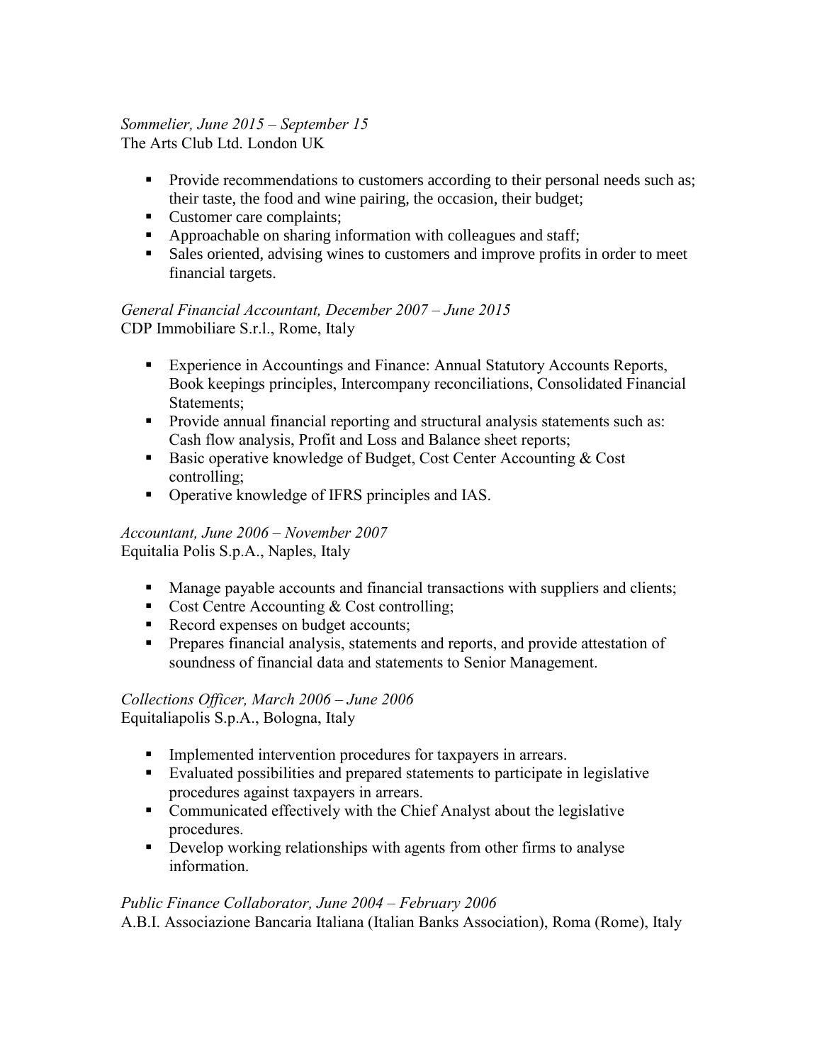*Sommelier, June 2015 – September 15*
The Arts Club Ltd. London UK

- Provide recommendations to customers according to their personal needs such as; their taste, the food and wine pairing, the occasion, their budget;
- Customer care complaints;
- Approachable on sharing information with colleagues and staff;
- Sales oriented, advising wines to customers and improve profits in order to meet financial targets.

*General Financial Accountant, December 2007 – June 2015*
CDP Immobiliare S.r.l., Rome, Italy

- Experience in Accountings and Finance: Annual Statutory Accounts Reports, Book keepings principles, Intercompany reconciliations, Consolidated Financial Statements;
- Provide annual financial reporting and structural analysis statements such as: Cash flow analysis, Profit and Loss and Balance sheet reports;
- Basic operative knowledge of Budget, Cost Center Accounting & Cost controlling;
- Operative knowledge of IFRS principles and IAS.

*Accountant, June 2006 – November 2007*
Equitalia Polis S.p.A., Naples, Italy

- Manage payable accounts and financial transactions with suppliers and clients;
- Cost Centre Accounting & Cost controlling;
- Record expenses on budget accounts;
- Prepares financial analysis, statements and reports, and provide attestation of soundness of financial data and statements to Senior Management.

*Collections Officer, March 2006 – June 2006*
Equitaliapolis S.p.A., Bologna, Italy

- Implemented intervention procedures for taxpayers in arrears.
- Evaluated possibilities and prepared statements to participate in legislative procedures against taxpayers in arrears.
- Communicated effectively with the Chief Analyst about the legislative procedures.
- Develop working relationships with agents from other firms to analyse information.

*Public Finance Collaborator, June 2004 – February 2006*
A.B.I. Associazione Bancaria Italiana (Italian Banks Association), Roma (Rome), Italy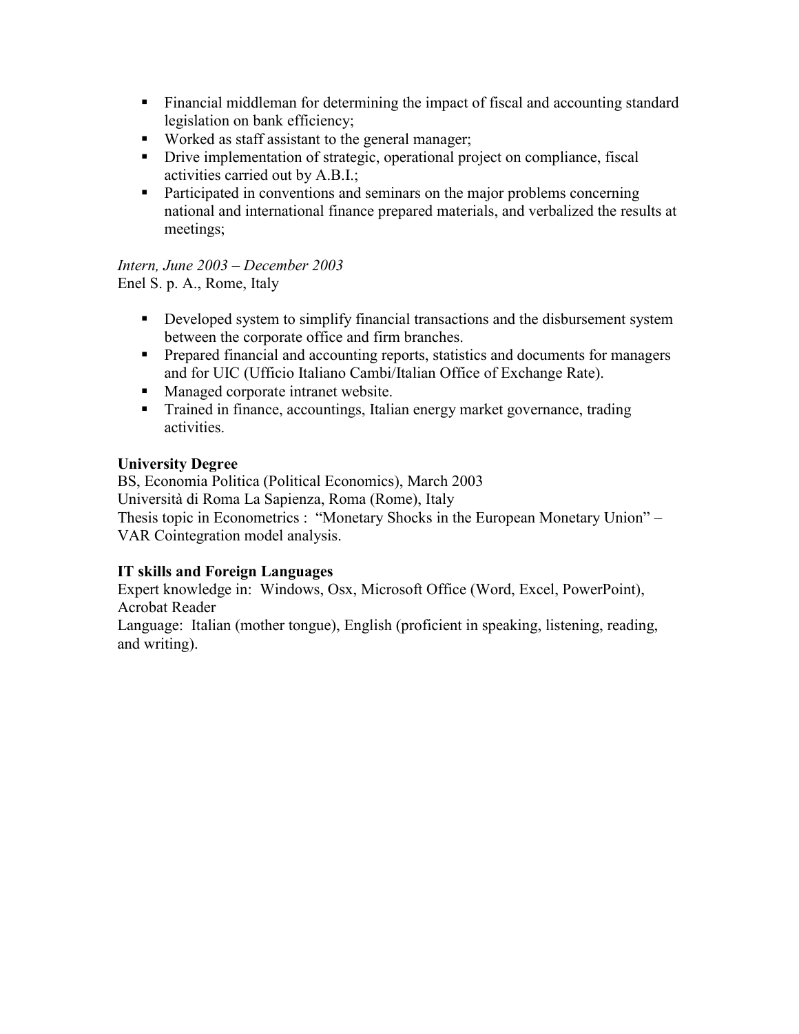- Financial middleman for determining the impact of fiscal and accounting standard legislation on bank efficiency;
- Worked as staff assistant to the general manager;
- Drive implementation of strategic, operational project on compliance, fiscal activities carried out by A.B.I.;
- Participated in conventions and seminars on the major problems concerning national and international finance prepared materials, and verbalized the results at meetings;

*Intern, June 2003 – December 2003*
Enel S. p. A., Rome, Italy

- Developed system to simplify financial transactions and the disbursement system between the corporate office and firm branches.
- Prepared financial and accounting reports, statistics and documents for managers and for UIC (Ufficio Italiano Cambi/Italian Office of Exchange Rate).
- Managed corporate intranet website.
- Trained in finance, accountings, Italian energy market governance, trading activities.

**University Degree**
BS, Economia Politica (Political Economics), March 2003
Università di Roma La Sapienza, Roma (Rome), Italy
Thesis topic in Econometrics : "Monetary Shocks in the European Monetary Union" – VAR Cointegration model analysis.

**IT skills and Foreign Languages**
Expert knowledge in: Windows, Osx, Microsoft Office (Word, Excel, PowerPoint), Acrobat Reader
Language: Italian (mother tongue), English (proficient in speaking, listening, reading, and writing).